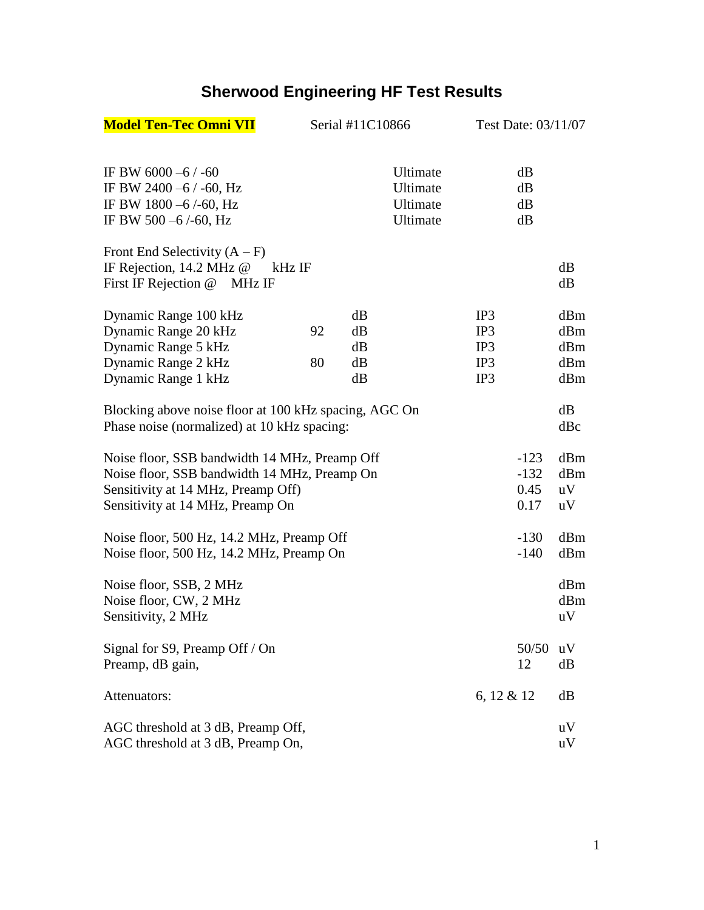# Sherwood Engineering HF Test Results

**Model Ten-Tec Omni VII** Serial #11C10866 Test Date: 03/11/07

| | | | | | | |
|---|---|---|---|---|---|---|
| IF BW 6000 –6 / -60 | | | Ultimate | | dB | |
| IF BW 2400 –6 / -60, Hz | | | Ultimate | | dB | |
| IF BW 1800 –6 /-60, Hz | | | Ultimate | | dB | |
| IF BW 500 –6 /-60, Hz | | | Ultimate | | dB | |

Front End Selectivity (A – F)

| | | |
|---|---|---|
| IF Rejection, 14.2 MHz @ kHz IF | | dB |
| First IF Rejection @ MHz IF | | dB |

| | | | | | |
|---|---|---|---|---|---|
| Dynamic Range 100 kHz | | dB | IP3 | | dBm |
| Dynamic Range 20 kHz | 92 | dB | IP3 | | dBm |
| Dynamic Range 5 kHz | | dB | IP3 | | dBm |
| Dynamic Range 2 kHz | 80 | dB | IP3 | | dBm |
| Dynamic Range 1 kHz | | dB | IP3 | | dBm |

| | | |
|---|---|---|
| Blocking above noise floor at 100 kHz spacing, AGC On | | dB |
| Phase noise (normalized) at 10 kHz spacing: | | dBc |
| Noise floor, SSB bandwidth 14 MHz, Preamp Off | -123 | dBm |
| Noise floor, SSB bandwidth 14 MHz, Preamp On | -132 | dBm |
| Sensitivity at 14 MHz, Preamp Off) | 0.45 | uV |
| Sensitivity at 14 MHz, Preamp On | 0.17 | uV |
| Noise floor, 500 Hz, 14.2 MHz, Preamp Off | -130 | dBm |
| Noise floor, 500 Hz, 14.2 MHz, Preamp On | -140 | dBm |
| Noise floor, SSB, 2 MHz | | dBm |
| Noise floor, CW, 2 MHz | | dBm |
| Sensitivity, 2 MHz | | uV |
| Signal for S9, Preamp Off / On | 50/50 | uV |
| Preamp, dB gain, | 12 | dB |
| Attenuators: | 6, 12 & 12 | dB |
| AGC threshold at 3 dB, Preamp Off, | | uV |
| AGC threshold at 3 dB, Preamp On, | | uV |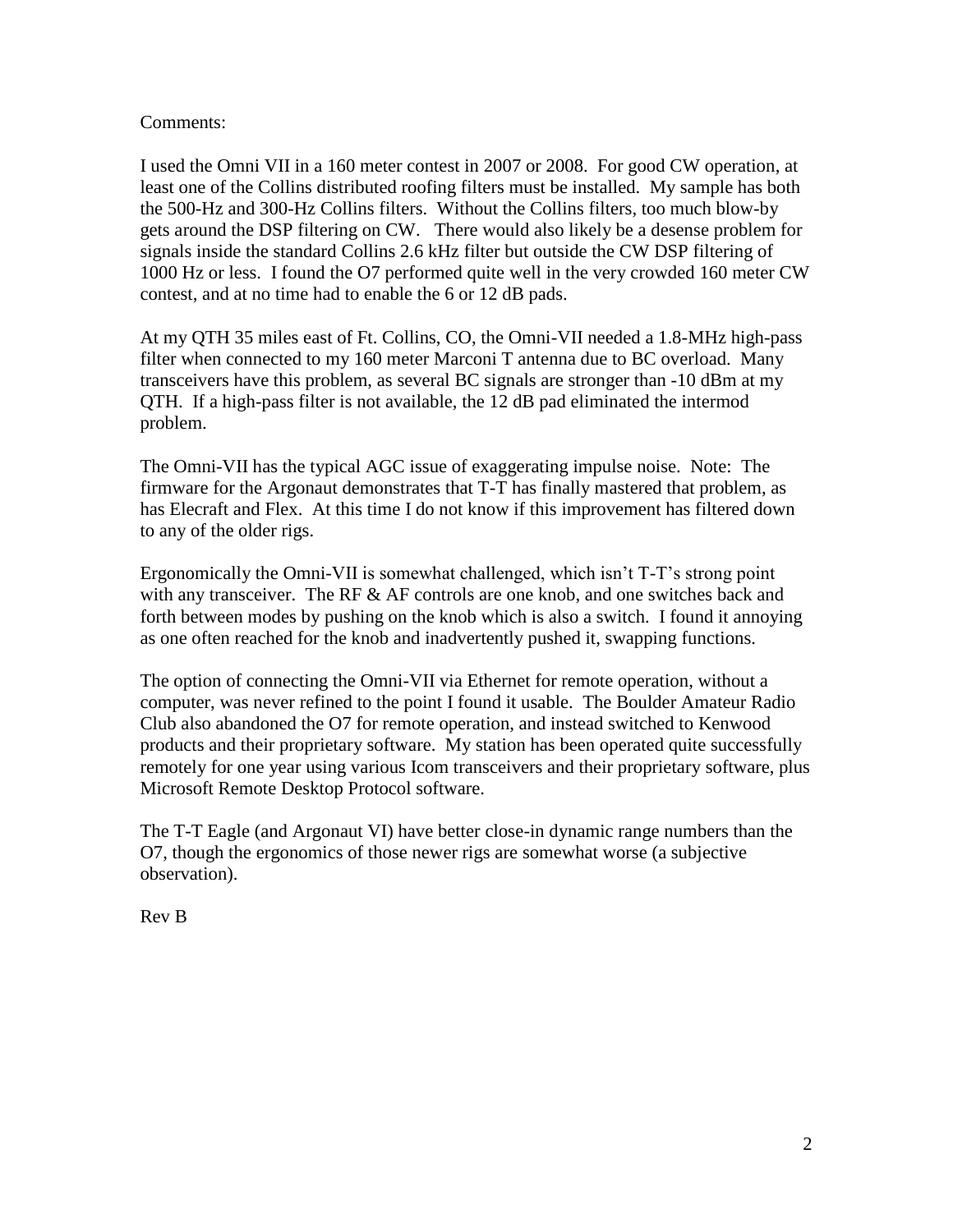Comments:

I used the Omni VII in a 160 meter contest in 2007 or 2008. For good CW operation, at least one of the Collins distributed roofing filters must be installed. My sample has both the 500-Hz and 300-Hz Collins filters. Without the Collins filters, too much blow-by gets around the DSP filtering on CW. There would also likely be a desense problem for signals inside the standard Collins 2.6 kHz filter but outside the CW DSP filtering of 1000 Hz or less. I found the O7 performed quite well in the very crowded 160 meter CW contest, and at no time had to enable the 6 or 12 dB pads.

At my QTH 35 miles east of Ft. Collins, CO, the Omni-VII needed a 1.8-MHz high-pass filter when connected to my 160 meter Marconi T antenna due to BC overload. Many transceivers have this problem, as several BC signals are stronger than -10 dBm at my QTH. If a high-pass filter is not available, the 12 dB pad eliminated the intermod problem.

The Omni-VII has the typical AGC issue of exaggerating impulse noise. Note: The firmware for the Argonaut demonstrates that T-T has finally mastered that problem, as has Elecraft and Flex. At this time I do not know if this improvement has filtered down to any of the older rigs.

Ergonomically the Omni-VII is somewhat challenged, which isn't T-T's strong point with any transceiver. The RF & AF controls are one knob, and one switches back and forth between modes by pushing on the knob which is also a switch. I found it annoying as one often reached for the knob and inadvertently pushed it, swapping functions.

The option of connecting the Omni-VII via Ethernet for remote operation, without a computer, was never refined to the point I found it usable. The Boulder Amateur Radio Club also abandoned the O7 for remote operation, and instead switched to Kenwood products and their proprietary software. My station has been operated quite successfully remotely for one year using various Icom transceivers and their proprietary software, plus Microsoft Remote Desktop Protocol software.

The T-T Eagle (and Argonaut VI) have better close-in dynamic range numbers than the O7, though the ergonomics of those newer rigs are somewhat worse (a subjective observation).

Rev B